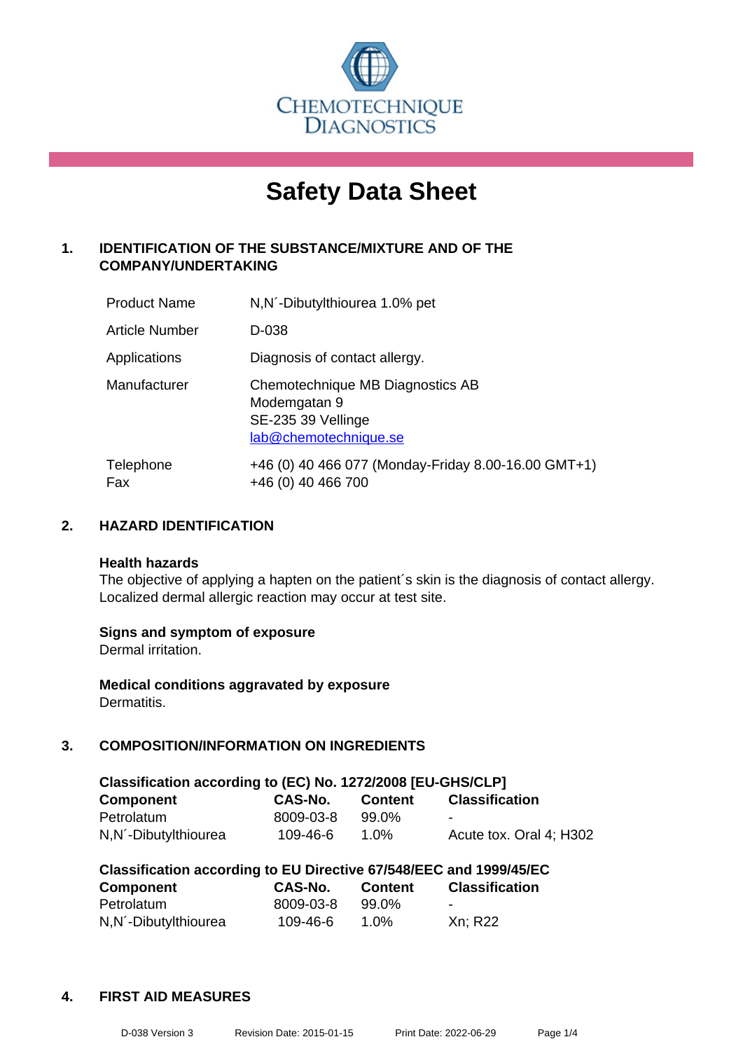CHEMOTECHNIQUE DIAGNOSTICS

# Safety Data Sheet

## 1. IDENTIFICATION OF THE SUBSTANCE/MIXTURE AND OF THE COMPANY/UNDERTAKING

| | |
|---|---|
| Product Name | N,N´-Dibutylthiourea 1.0% pet |
| Article Number | D-038 |
| Applications | Diagnosis of contact allergy. |
| Manufacturer | Chemotechnique MB Diagnostics AB<br>Modemgatan 9<br>SE-235 39 Vellinge<br>lab@chemotechnique.se |
| Telephone<br>Fax | +46 (0) 40 466 077 (Monday-Friday 8.00-16.00 GMT+1)<br>+46 (0) 40 466 700 |

## 2. HAZARD IDENTIFICATION

**Health hazards**

The objective of applying a hapten on the patient´s skin is the diagnosis of contact allergy. Localized dermal allergic reaction may occur at test site.

**Signs and symptom of exposure**

Dermal irritation.

**Medical conditions aggravated by exposure**

Dermatitis.

## 3. COMPOSITION/INFORMATION ON INGREDIENTS

**Classification according to (EC) No. 1272/2008 [EU-GHS/CLP]**

| Component | CAS-No. | Content | Classification |
|---|---|---|---|
| Petrolatum | 8009-03-8 | 99.0% | - |
| N,N´-Dibutylthiourea | 109-46-6 | 1.0% | Acute tox. Oral 4; H302 |

**Classification according to EU Directive 67/548/EEC and 1999/45/EC**

| Component | CAS-No. | Content | Classification |
|---|---|---|---|
| Petrolatum | 8009-03-8 | 99.0% | - |
| N,N´-Dibutylthiourea | 109-46-6 | 1.0% | Xn; R22 |

## 4. FIRST AID MEASURES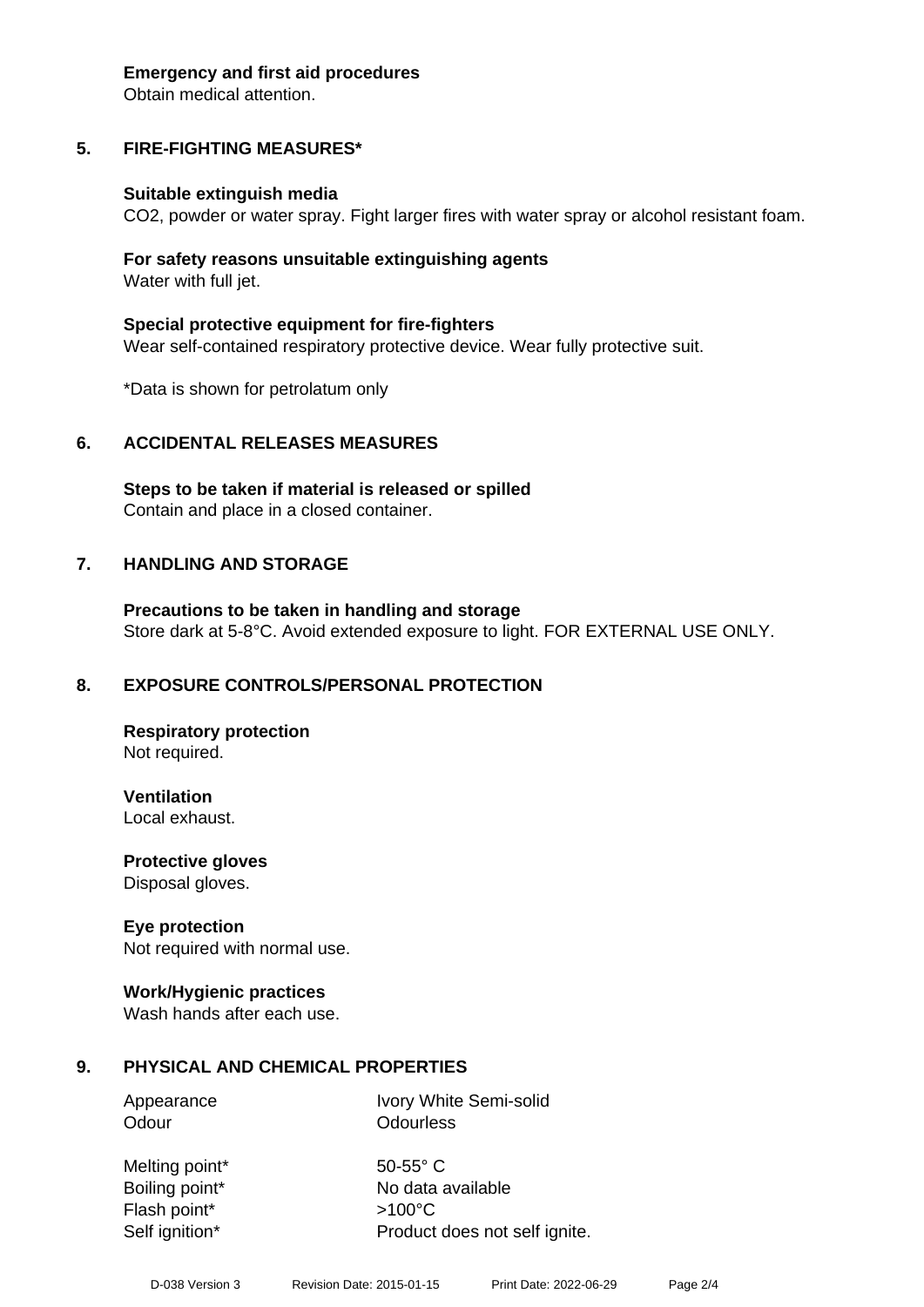**Emergency and first aid procedures**
Obtain medical attention.

## 5. FIRE-FIGHTING MEASURES*

**Suitable extinguish media**
$CO_2$, powder or water spray. Fight larger fires with water spray or alcohol resistant foam.

**For safety reasons unsuitable extinguishing agents**
Water with full jet.

**Special protective equipment for fire-fighters**
Wear self-contained respiratory protective device. Wear fully protective suit.

*Data is shown for petrolatum only

## 6. ACCIDENTAL RELEASES MEASURES

**Steps to be taken if material is released or spilled**
Contain and place in a closed container.

## 7. HANDLING AND STORAGE

**Precautions to be taken in handling and storage**
Store dark at 5-8°C. Avoid extended exposure to light. FOR EXTERNAL USE ONLY.

## 8. EXPOSURE CONTROLS/PERSONAL PROTECTION

**Respiratory protection**
Not required.

**Ventilation**
Local exhaust.

**Protective gloves**
Disposal gloves.

**Eye protection**
Not required with normal use.

**Work/Hygienic practices**
Wash hands after each use.

## 9. PHYSICAL AND CHEMICAL PROPERTIES

| | |
|---|---|
| Appearance | Ivory White Semi-solid |
| Odour | Odourless |
| Melting point* | 50-55° C |
| Boiling point* | No data available |
| Flash point* | >100°C |
| Self ignition* | Product does not self ignite. |

D-038 Version 3 Revision Date: 2015-01-15 Print Date: 2022-06-29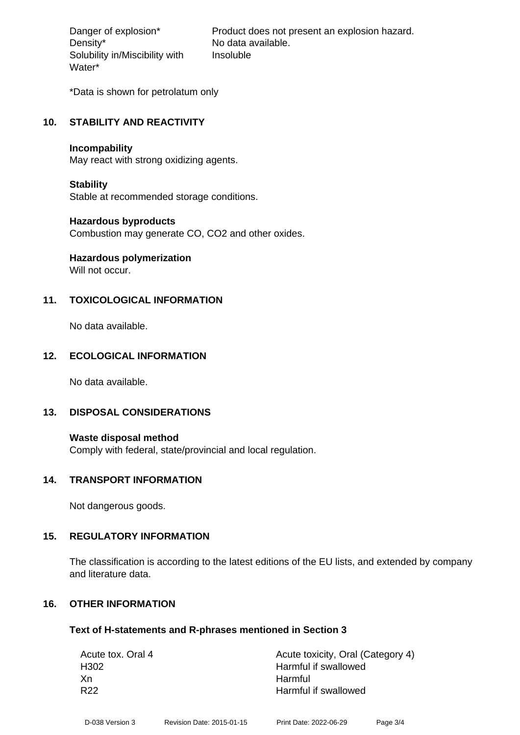| | |
|---|---|
| Danger of explosion* | Product does not present an explosion hazard. |
| Density* | No data available. |
| Solubility in/Miscibility with Water* | Insoluble |

*Data is shown for petrolatum only

## 10. STABILITY AND REACTIVITY

**Incompability**
May react with strong oxidizing agents.

**Stability**
Stable at recommended storage conditions.

**Hazardous byproducts**
Combustion may generate CO, CO2 and other oxides.

**Hazardous polymerization**
Will not occur.

## 11. TOXICOLOGICAL INFORMATION

No data available.

## 12. ECOLOGICAL INFORMATION

No data available.

## 13. DISPOSAL CONSIDERATIONS

**Waste disposal method**
Comply with federal, state/provincial and local regulation.

## 14. TRANSPORT INFORMATION

Not dangerous goods.

## 15. REGULATORY INFORMATION

The classification is according to the latest editions of the EU lists, and extended by company and literature data.

## 16. OTHER INFORMATION

**Text of H-statements and R-phrases mentioned in Section 3**

| | |
|---|---|
| Acute tox. Oral 4 | Acute toxicity, Oral (Category 4) |
| H302 | Harmful if swallowed |
| Xn | Harmful |
| R22 | Harmful if swallowed |

D-038 Version 3 Revision Date: 2015-01-15 Print Date: 2022-06-29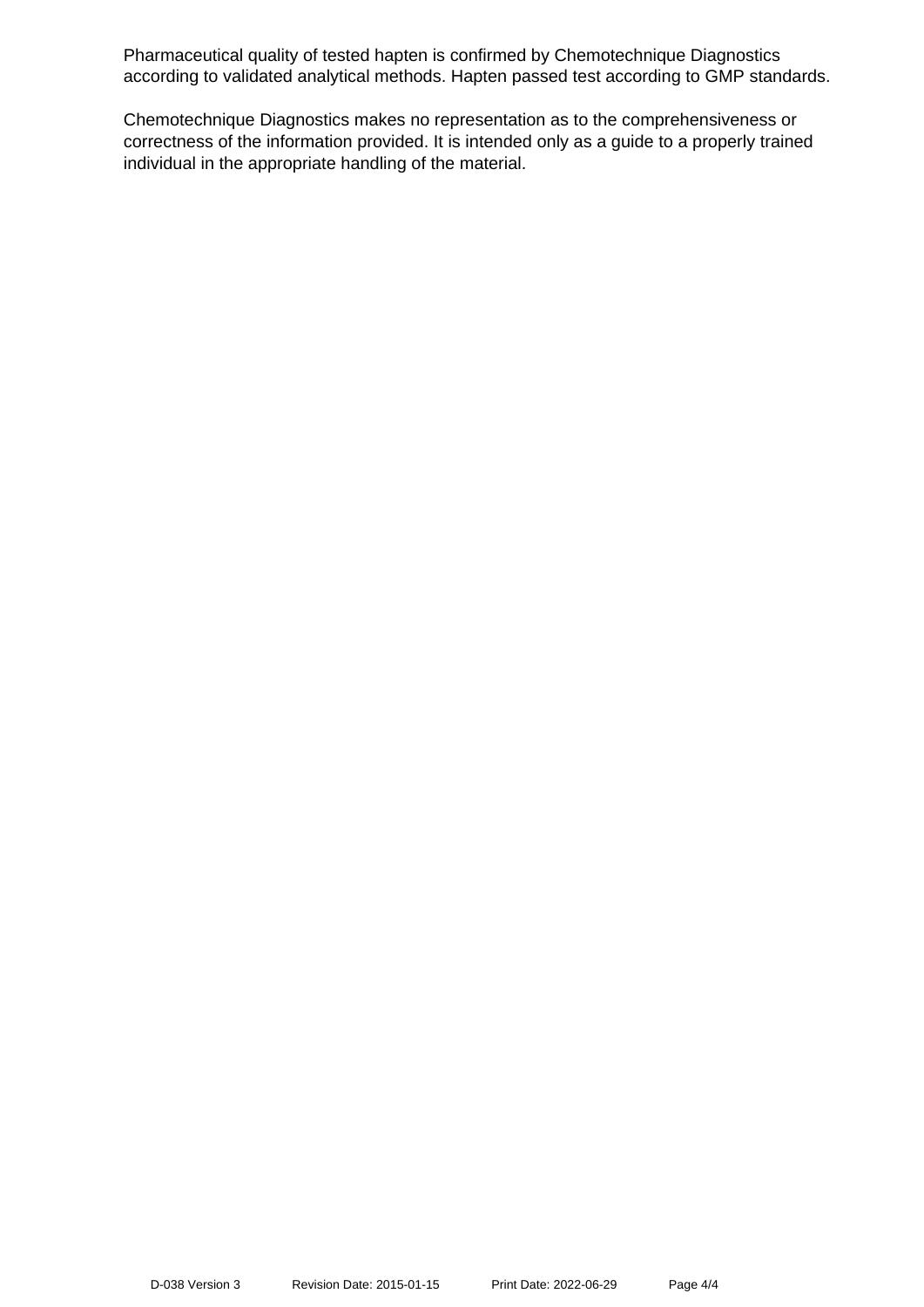Pharmaceutical quality of tested hapten is confirmed by Chemotechnique Diagnostics according to validated analytical methods. Hapten passed test according to GMP standards.

Chemotechnique Diagnostics makes no representation as to the comprehensiveness or correctness of the information provided. It is intended only as a guide to a properly trained individual in the appropriate handling of the material.